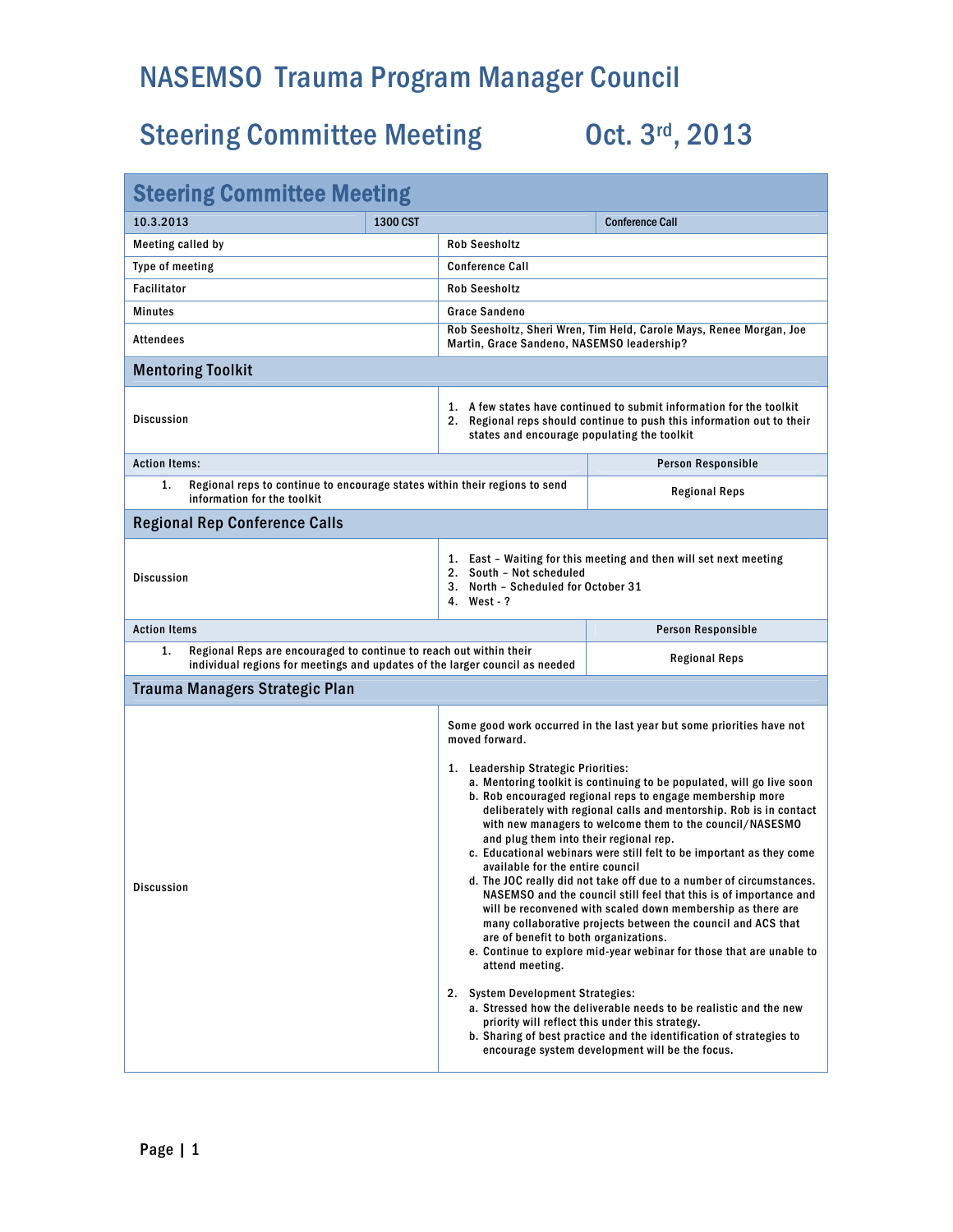# NASEMSO Trauma Program Manager Council

## Steering Committee Meeting Oct. 3rd, 2013

### Steering Committee Meeting

| 10.3.2013 | 1300 CST | Conference Call |
|---|---|---|
| Meeting called by | Rob Seesholtz | |
| Type of meeting | Conference Call | |
| Facilitator | Rob Seesholtz | |
| Minutes | Grace Sandeno | |
| Attendees | Rob Seesholtz, Sheri Wren, Tim Held, Carole Mays, Renee Morgan, Joe Martin, Grace Sandeno, NASEMSO leadership? | |

### Mentoring Toolkit

**Discussion**

1. A few states have continued to submit information for the toolkit
2. Regional reps should continue to push this information out to their states and encourage populating the toolkit

| Action Items: | Person Responsible |
|---|---|
| 1. Regional reps to continue to encourage states within their regions to send information for the toolkit | Regional Reps |

### Regional Rep Conference Calls

**Discussion**

1. East – Waiting for this meeting and then will set next meeting
2. South – Not scheduled
3. North – Scheduled for October 31
4. West - ?

| Action Items | Person Responsible |
|---|---|
| 1. Regional Reps are encouraged to continue to reach out within their individual regions for meetings and updates of the larger council as needed | Regional Reps |

### Trauma Managers Strategic Plan

**Discussion**

Some good work occurred in the last year but some priorities have not moved forward.

1. Leadership Strategic Priorities:
   a. Mentoring toolkit is continuing to be populated, will go live soon
   b. Rob encouraged regional reps to engage membership more deliberately with regional calls and mentorship. Rob is in contact with new managers to welcome them to the council/NASESMO and plug them into their regional rep.
   c. Educational webinars were still felt to be important as they come available for the entire council
   d. The JOC really did not take off due to a number of circumstances. NASEMSO and the council still feel that this is of importance and will be reconvened with scaled down membership as there are many collaborative projects between the council and ACS that are of benefit to both organizations.
   e. Continue to explore mid-year webinar for those that are unable to attend meeting.

2. System Development Strategies:
   a. Stressed how the deliverable needs to be realistic and the new priority will reflect this under this strategy.
   b. Sharing of best practice and the identification of strategies to encourage system development will be the focus.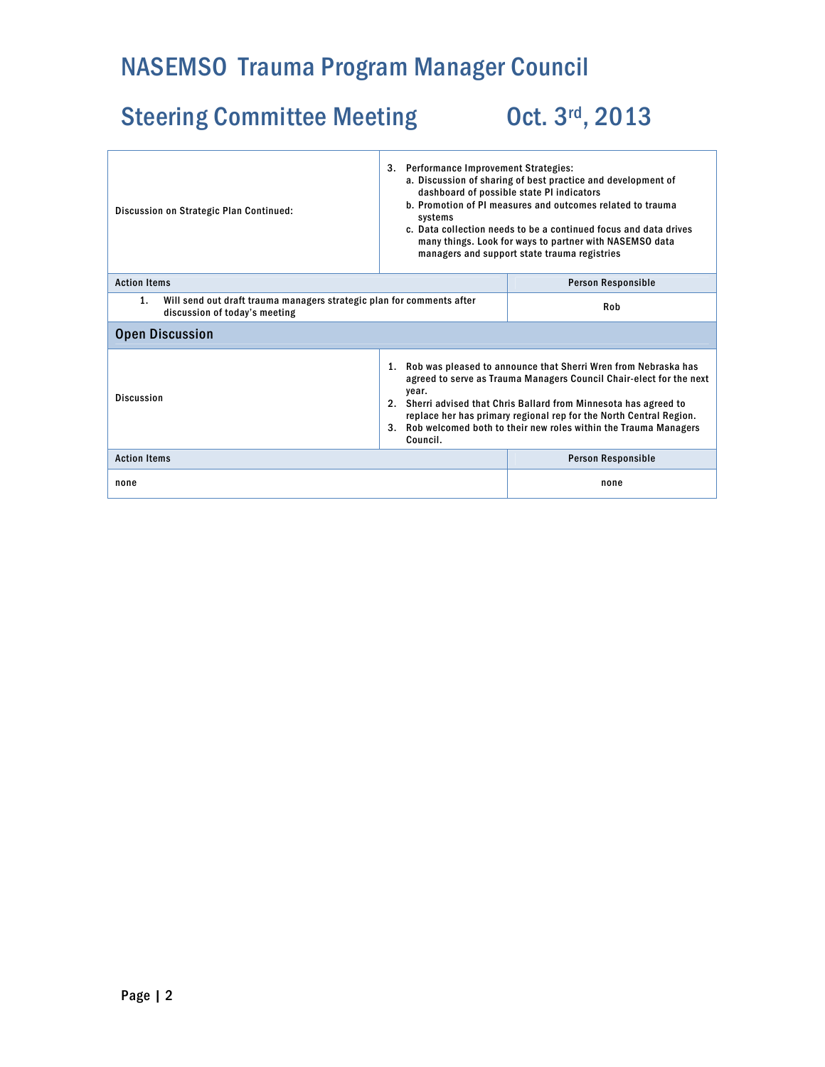# NASEMSO Trauma Program Manager Council

## Steering Committee Meeting Oct. 3rd, 2013

| | |
|---|---|
| Discussion on Strategic Plan Continued: | 3. Performance Improvement Strategies:<br>a. Discussion of sharing of best practice and development of dashboard of possible state PI indicators<br>b. Promotion of PI measures and outcomes related to trauma systems<br>c. Data collection needs to be a continued focus and data drives many things. Look for ways to partner with NASEMSO data managers and support state trauma registries |

| Action Items | Person Responsible |
|---|---|
| 1. Will send out draft trauma managers strategic plan for comments after discussion of today's meeting | Rob |

### Open Discussion

| | |
|---|---|
| Discussion | 1. Rob was pleased to announce that Sherri Wren from Nebraska has agreed to serve as Trauma Managers Council Chair-elect for the next year.<br>2. Sherri advised that Chris Ballard from Minnesota has agreed to replace her has primary regional rep for the North Central Region.<br>3. Rob welcomed both to their new roles within the Trauma Managers Council. |

| Action Items | Person Responsible |
|---|---|
| none | none |